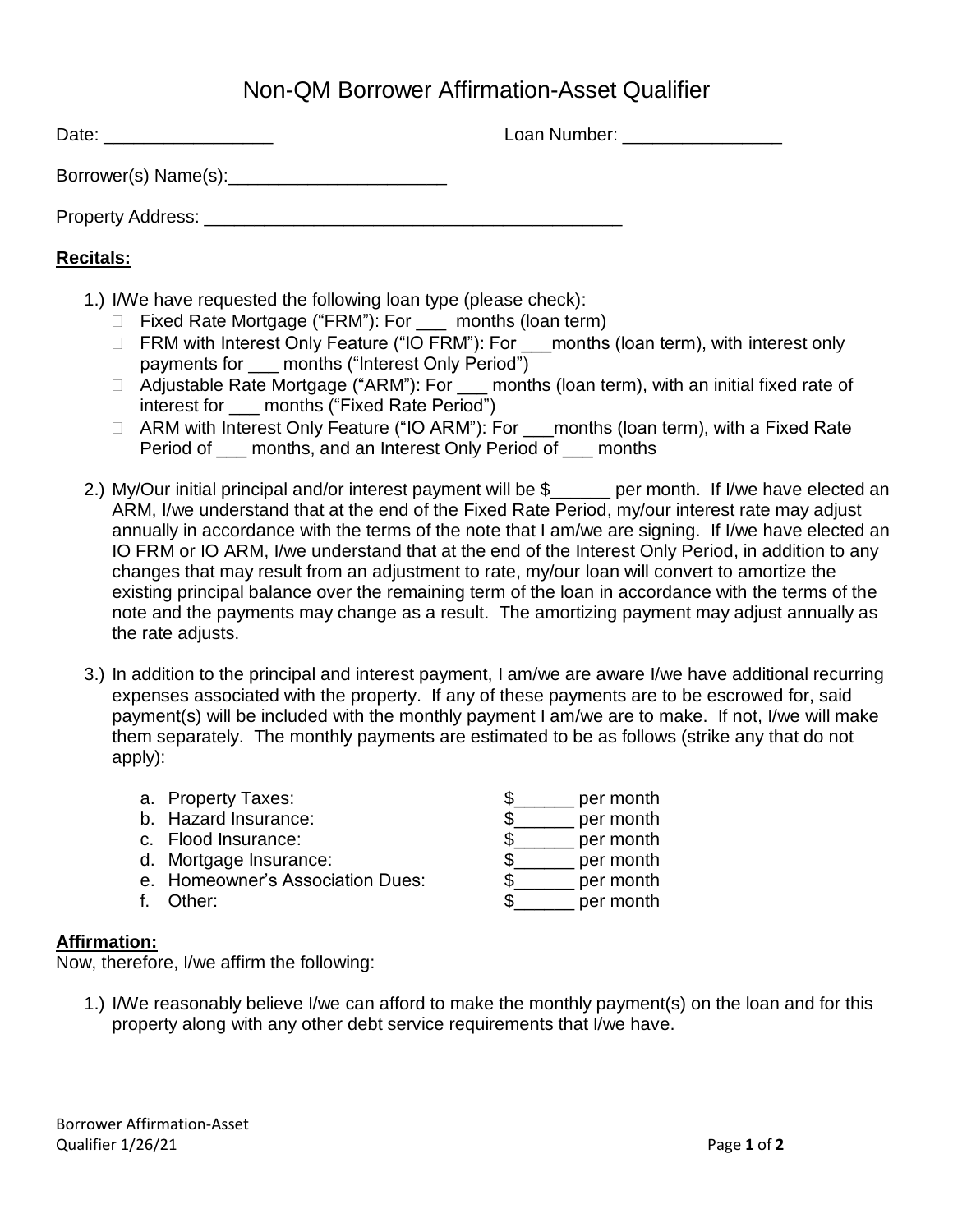# Non-QM Borrower Affirmation-Asset Qualifier

Date: _________________ Loan Number: ________________

Borrower(s) Name(s):______________________

Property Address: __________________________________________

**Recitals:**

1.) I/We have requested the following loan type (please check):
   - ☐ Fixed Rate Mortgage ("FRM"): For ___ months (loan term)
   - ☐ FRM with Interest Only Feature ("IO FRM"): For ___months (loan term), with interest only payments for ___ months ("Interest Only Period")
   - ☐ Adjustable Rate Mortgage ("ARM"): For ___ months (loan term), with an initial fixed rate of interest for ___ months ("Fixed Rate Period")
   - ☐ ARM with Interest Only Feature ("IO ARM"): For ___months (loan term), with a Fixed Rate Period of ___ months, and an Interest Only Period of ___ months

2.) My/Our initial principal and/or interest payment will be $______ per month. If I/we have elected an ARM, I/we understand that at the end of the Fixed Rate Period, my/our interest rate may adjust annually in accordance with the terms of the note that I am/we are signing. If I/we have elected an IO FRM or IO ARM, I/we understand that at the end of the Interest Only Period, in addition to any changes that may result from an adjustment to rate, my/our loan will convert to amortize the existing principal balance over the remaining term of the loan in accordance with the terms of the note and the payments may change as a result. The amortizing payment may adjust annually as the rate adjusts.

3.) In addition to the principal and interest payment, I am/we are aware I/we have additional recurring expenses associated with the property. If any of these payments are to be escrowed for, said payment(s) will be included with the monthly payment I am/we are to make. If not, I/we will make them separately. The monthly payments are estimated to be as follows (strike any that do not apply):

   a. Property Taxes: $______ per month
   b. Hazard Insurance: $______ per month
   c. Flood Insurance: $______ per month
   d. Mortgage Insurance: $______ per month
   e. Homeowner's Association Dues: $______ per month
   f. Other: $______ per month

**Affirmation:**

Now, therefore, I/we affirm the following:

1.) I/We reasonably believe I/we can afford to make the monthly payment(s) on the loan and for this property along with any other debt service requirements that I/we have.

Borrower Affirmation-Asset Qualifier 1/26/21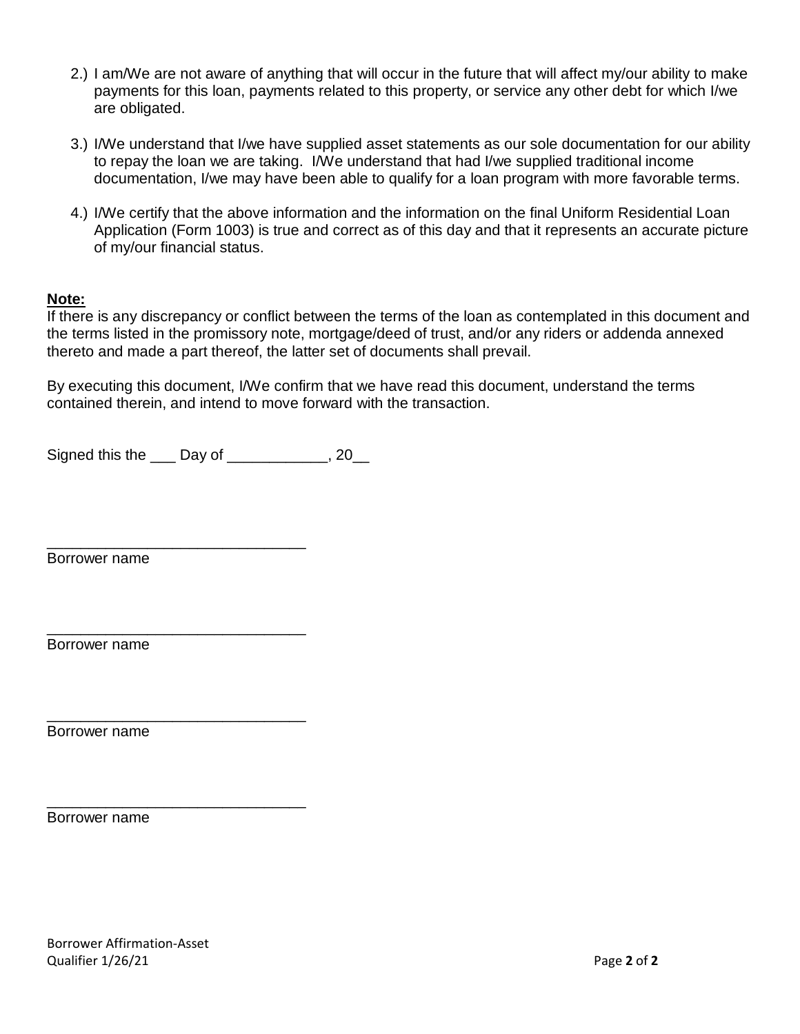2.) I am/We are not aware of anything that will occur in the future that will affect my/our ability to make payments for this loan, payments related to this property, or service any other debt for which I/we are obligated.

3.) I/We understand that I/we have supplied asset statements as our sole documentation for our ability to repay the loan we are taking. I/We understand that had I/we supplied traditional income documentation, I/we may have been able to qualify for a loan program with more favorable terms.

4.) I/We certify that the above information and the information on the final Uniform Residential Loan Application (Form 1003) is true and correct as of this day and that it represents an accurate picture of my/our financial status.

**Note:**

If there is any discrepancy or conflict between the terms of the loan as contemplated in this document and the terms listed in the promissory note, mortgage/deed of trust, and/or any riders or addenda annexed thereto and made a part thereof, the latter set of documents shall prevail.

By executing this document, I/We confirm that we have read this document, understand the terms contained therein, and intend to move forward with the transaction.

Signed this the ___ Day of ____________, 20__

_______________________________
Borrower name

_______________________________
Borrower name

_______________________________
Borrower name

_______________________________
Borrower name

Borrower Affirmation-Asset Qualifier 1/26/21